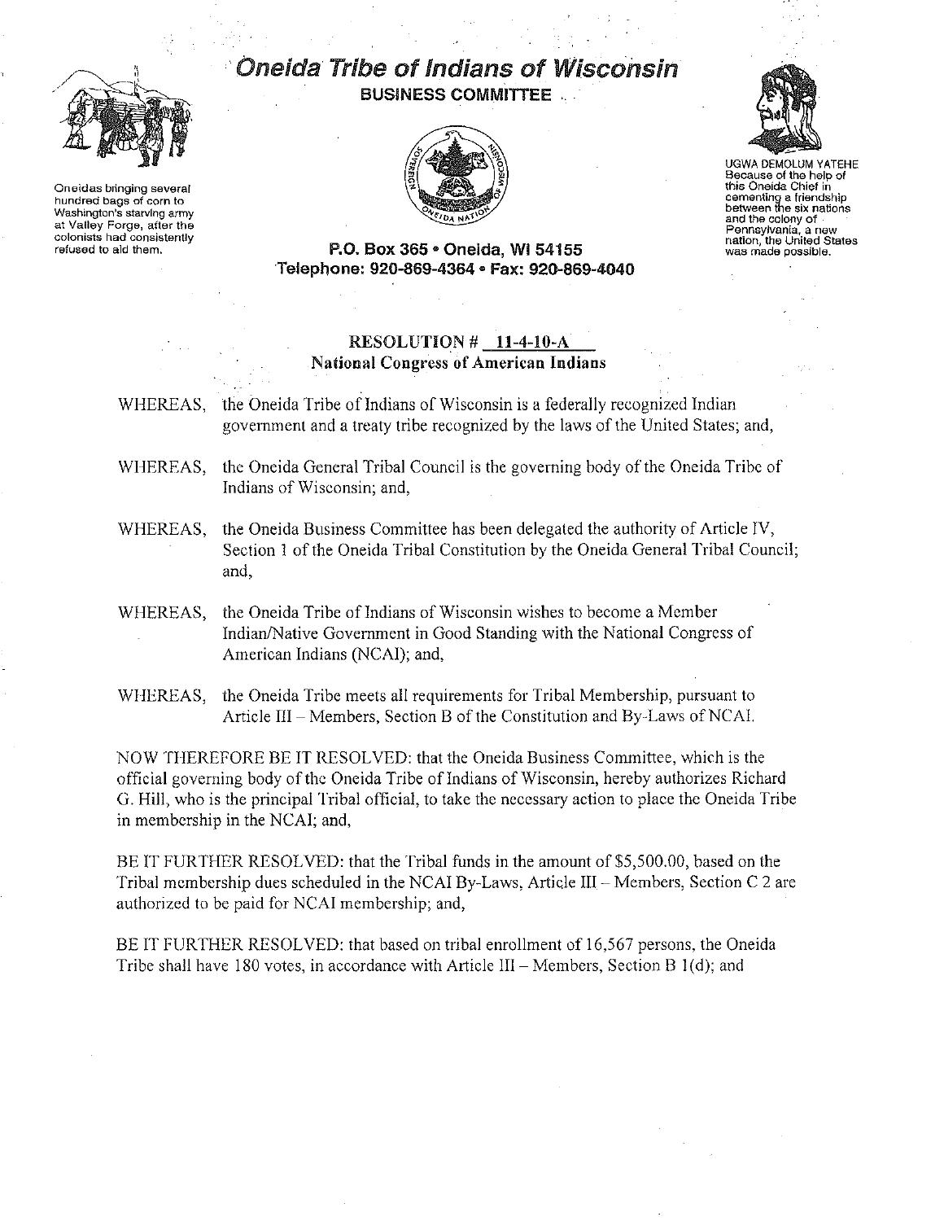# Oneida Tribe of Indians of Wisconsin

**BUSINESS COMMITTEE**

Oneidas bringing several hundred bags of corn to Washington's starving army at Valley Forge, after the colonists had consistently refused to aid them.

UGWA DEMOLUM YATEHE Because of the help of this Oneida Chief in cementing a friendship between the six nations and the colony of Pennsylvania, a new nation, the United States was made possible.

**P.O. Box 365 • Oneida, WI 54155**
**Telephone: 920-869-4364 • Fax: 920-869-4040**

## RESOLUTION # 11-4-10-A
## National Congress of American Indians

WHEREAS, the Oneida Tribe of Indians of Wisconsin is a federally recognized Indian government and a treaty tribe recognized by the laws of the United States; and,

WHEREAS, the Oneida General Tribal Council is the governing body of the Oneida Tribe of Indians of Wisconsin; and,

WHEREAS, the Oneida Business Committee has been delegated the authority of Article IV, Section 1 of the Oneida Tribal Constitution by the Oneida General Tribal Council; and,

WHEREAS, the Oneida Tribe of Indians of Wisconsin wishes to become a Member Indian/Native Government in Good Standing with the National Congress of American Indians (NCAI); and,

WHEREAS, the Oneida Tribe meets all requirements for Tribal Membership, pursuant to Article III – Members, Section B of the Constitution and By-Laws of NCAI.

NOW THEREFORE BE IT RESOLVED: that the Oneida Business Committee, which is the official governing body of the Oneida Tribe of Indians of Wisconsin, hereby authorizes Richard G. Hill, who is the principal Tribal official, to take the necessary action to place the Oneida Tribe in membership in the NCAI; and,

BE IT FURTHER RESOLVED: that the Tribal funds in the amount of $5,500.00, based on the Tribal membership dues scheduled in the NCAI By-Laws, Article III – Members, Section C 2 are authorized to be paid for NCAI membership; and,

BE IT FURTHER RESOLVED: that based on tribal enrollment of 16,567 persons, the Oneida Tribe shall have 180 votes, in accordance with Article III – Members, Section B 1(d); and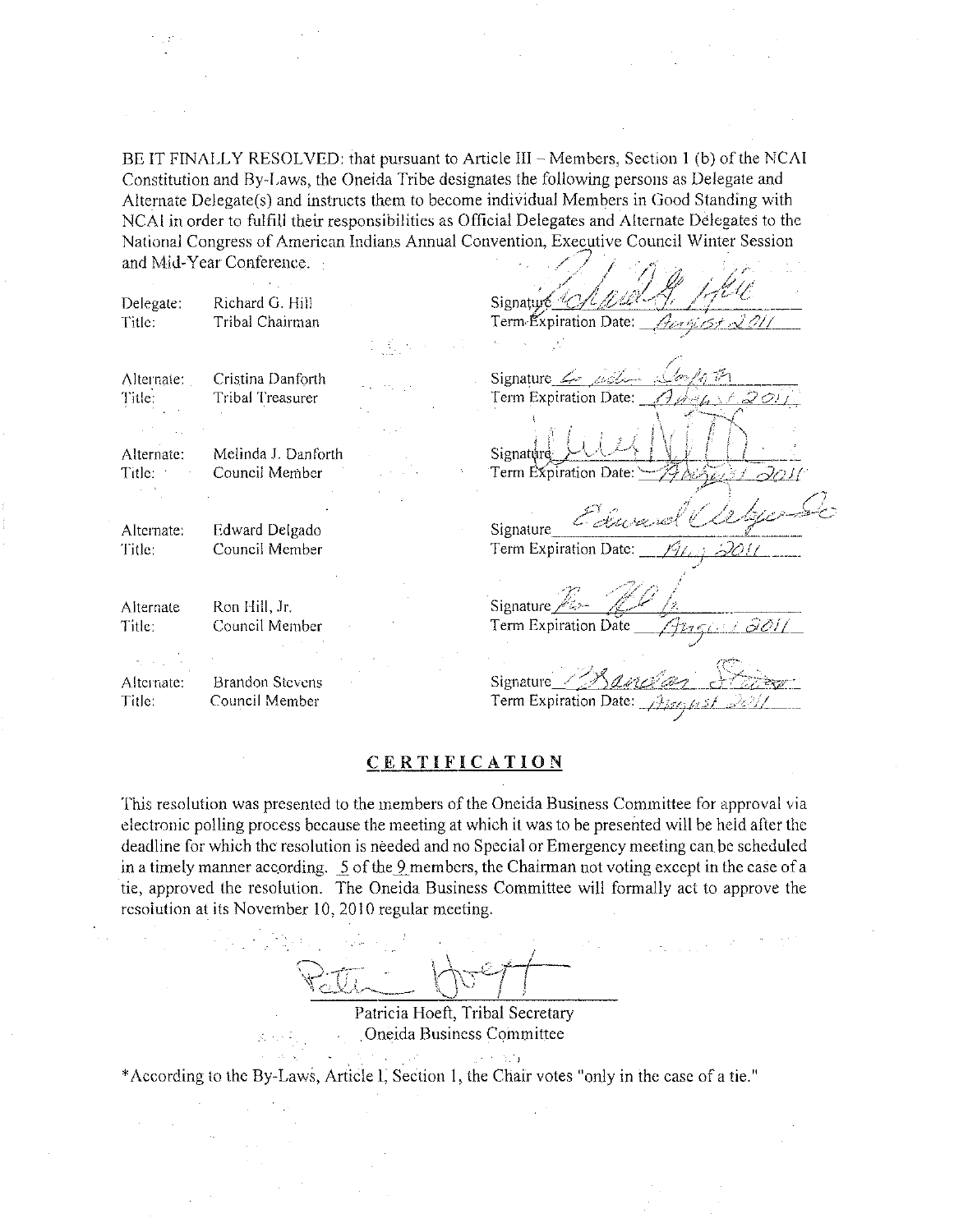BE IT FINALLY RESOLVED: that pursuant to Article III – Members, Section 1 (b) of the NCAI Constitution and By-Laws, the Oneida Tribe designates the following persons as Delegate and Alternate Delegate(s) and instructs them to become individual Members in Good Standing with NCAI in order to fulfill their responsibilities as Official Delegates and Alternate Delegates to the National Congress of American Indians Annual Convention, Executive Council Winter Session and Mid-Year Conference.

Delegate: Richard G. Hill
Title: Tribal Chairman
Signature ____________
Term Expiration Date: August 2011

Alternate: Cristina Danforth
Title: Tribal Treasurer
Signature ____________
Term Expiration Date: August 2011

Alternate: Melinda J. Danforth
Title: Council Member
Signature ____________
Term Expiration Date: August 2011

Alternate: Edward Delgado
Title: Council Member
Signature ____________
Term Expiration Date: Aug 2011

Alternate: Ron Hill, Jr.
Title: Council Member
Signature ____________
Term Expiration Date: August 2011

Alternate: Brandon Stevens
Title: Council Member
Signature ____________
Term Expiration Date: August 2011

## CERTIFICATION

This resolution was presented to the members of the Oneida Business Committee for approval via electronic polling process because the meeting at which it was to be presented will be held after the deadline for which the resolution is needed and no Special or Emergency meeting can be scheduled in a timely manner according. 5 of the 9 members, the Chairman not voting except in the case of a tie, approved the resolution. The Oneida Business Committee will formally act to approve the resolution at its November 10, 2010 regular meeting.

____________
Patricia Hoeft, Tribal Secretary
Oneida Business Committee

*According to the By-Laws, Article I, Section 1, the Chair votes "only in the case of a tie."